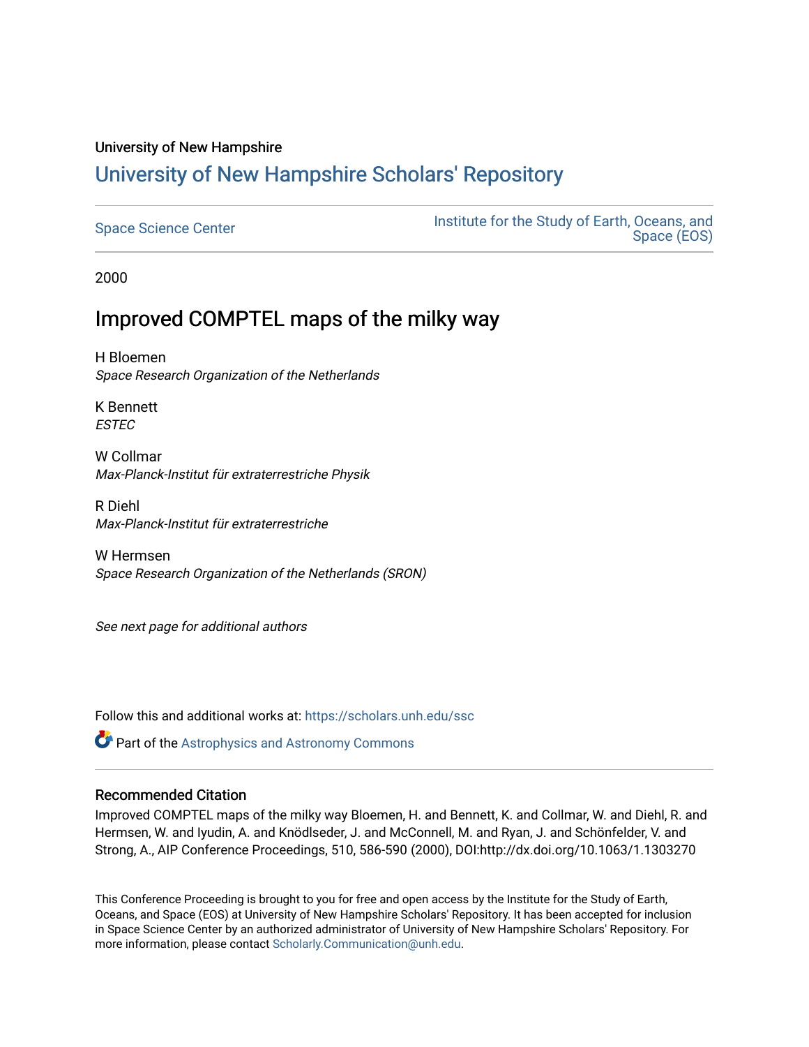University of New Hampshire

# University of New Hampshire Scholars' Repository

Space Science Center

Institute for the Study of Earth, Oceans, and Space (EOS)

2000

## Improved COMPTEL maps of the milky way

H Bloemen
*Space Research Organization of the Netherlands*

K Bennett
*ESTEC*

W Collmar
*Max-Planck-Institut für extraterrestriche Physik*

R Diehl
*Max-Planck-Institut für extraterrestriche*

W Hermsen
*Space Research Organization of the Netherlands (SRON)*

*See next page for additional authors*

Follow this and additional works at: https://scholars.unh.edu/ssc

Part of the Astrophysics and Astronomy Commons

### Recommended Citation

Improved COMPTEL maps of the milky way Bloemen, H. and Bennett, K. and Collmar, W. and Diehl, R. and Hermsen, W. and Iyudin, A. and Knödlseder, J. and McConnell, M. and Ryan, J. and Schönfelder, V. and Strong, A., AIP Conference Proceedings, 510, 586-590 (2000), DOI:http://dx.doi.org/10.1063/1.1303270

This Conference Proceeding is brought to you for free and open access by the Institute for the Study of Earth, Oceans, and Space (EOS) at University of New Hampshire Scholars' Repository. It has been accepted for inclusion in Space Science Center by an authorized administrator of University of New Hampshire Scholars' Repository. For more information, please contact Scholarly.Communication@unh.edu.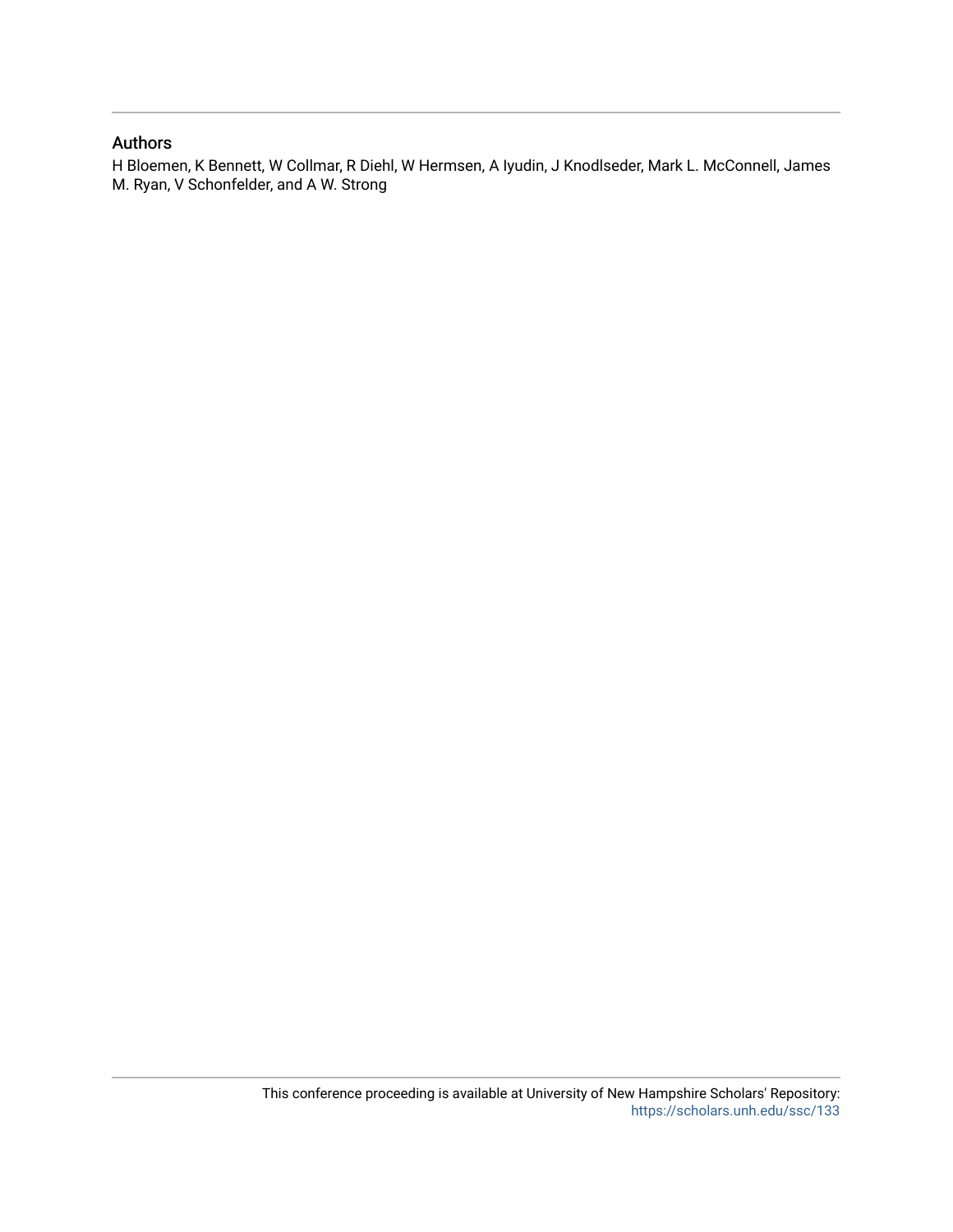## Authors

H Bloemen, K Bennett, W Collmar, R Diehl, W Hermsen, A Iyudin, J Knodlseder, Mark L. McConnell, James M. Ryan, V Schonfelder, and A W. Strong

This conference proceeding is available at University of New Hampshire Scholars' Repository: https://scholars.unh.edu/ssc/133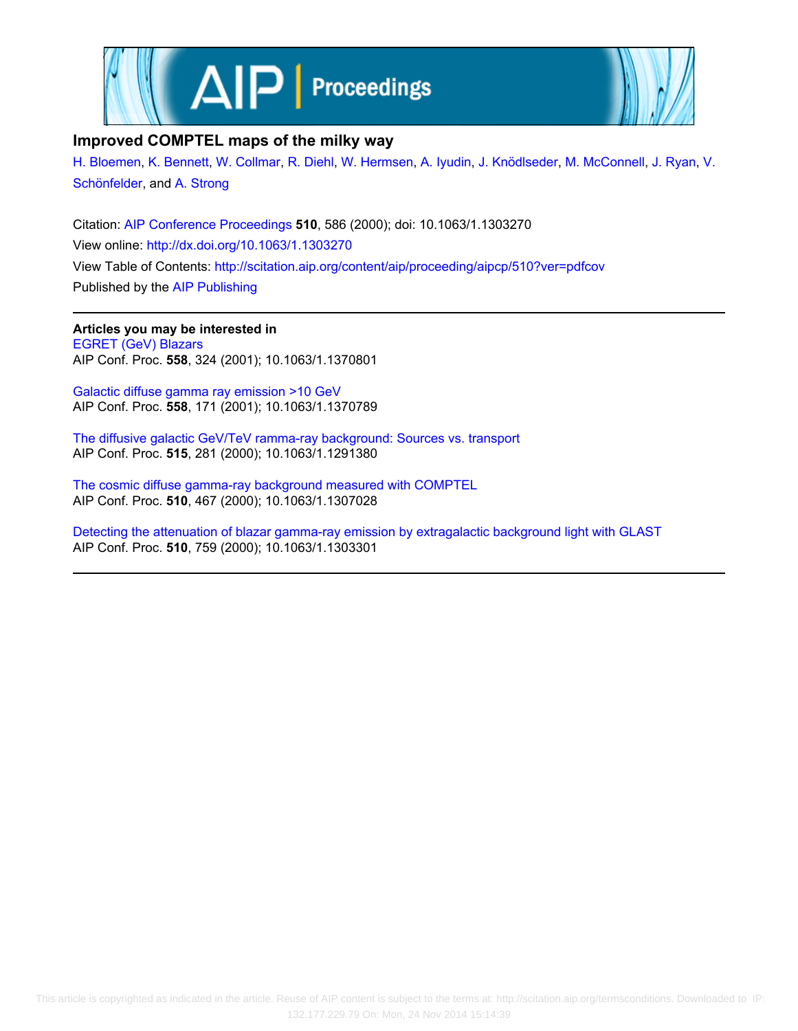# Improved COMPTEL maps of the milky way

H. Bloemen, K. Bennett, W. Collmar, R. Diehl, W. Hermsen, A. Iyudin, J. Knödlseder, M. McConnell, J. Ryan, V. Schönfelder, and A. Strong

Citation: AIP Conference Proceedings **510**, 586 (2000); doi: 10.1063/1.1303270

View online: http://dx.doi.org/10.1063/1.1303270

View Table of Contents: http://scitation.aip.org/content/aip/proceeding/aipcp/510?ver=pdfcov

Published by the AIP Publishing

---

**Articles you may be interested in**

EGRET (GeV) Blazars
AIP Conf. Proc. **558**, 324 (2001); 10.1063/1.1370801

Galactic diffuse gamma ray emission >10 GeV
AIP Conf. Proc. **558**, 171 (2001); 10.1063/1.1370789

The diffusive galactic GeV/TeV ramma-ray background: Sources vs. transport
AIP Conf. Proc. **515**, 281 (2000); 10.1063/1.1291380

The cosmic diffuse gamma-ray background measured with COMPTEL
AIP Conf. Proc. **510**, 467 (2000); 10.1063/1.1307028

Detecting the attenuation of blazar gamma-ray emission by extragalactic background light with GLAST
AIP Conf. Proc. **510**, 759 (2000); 10.1063/1.1303301

---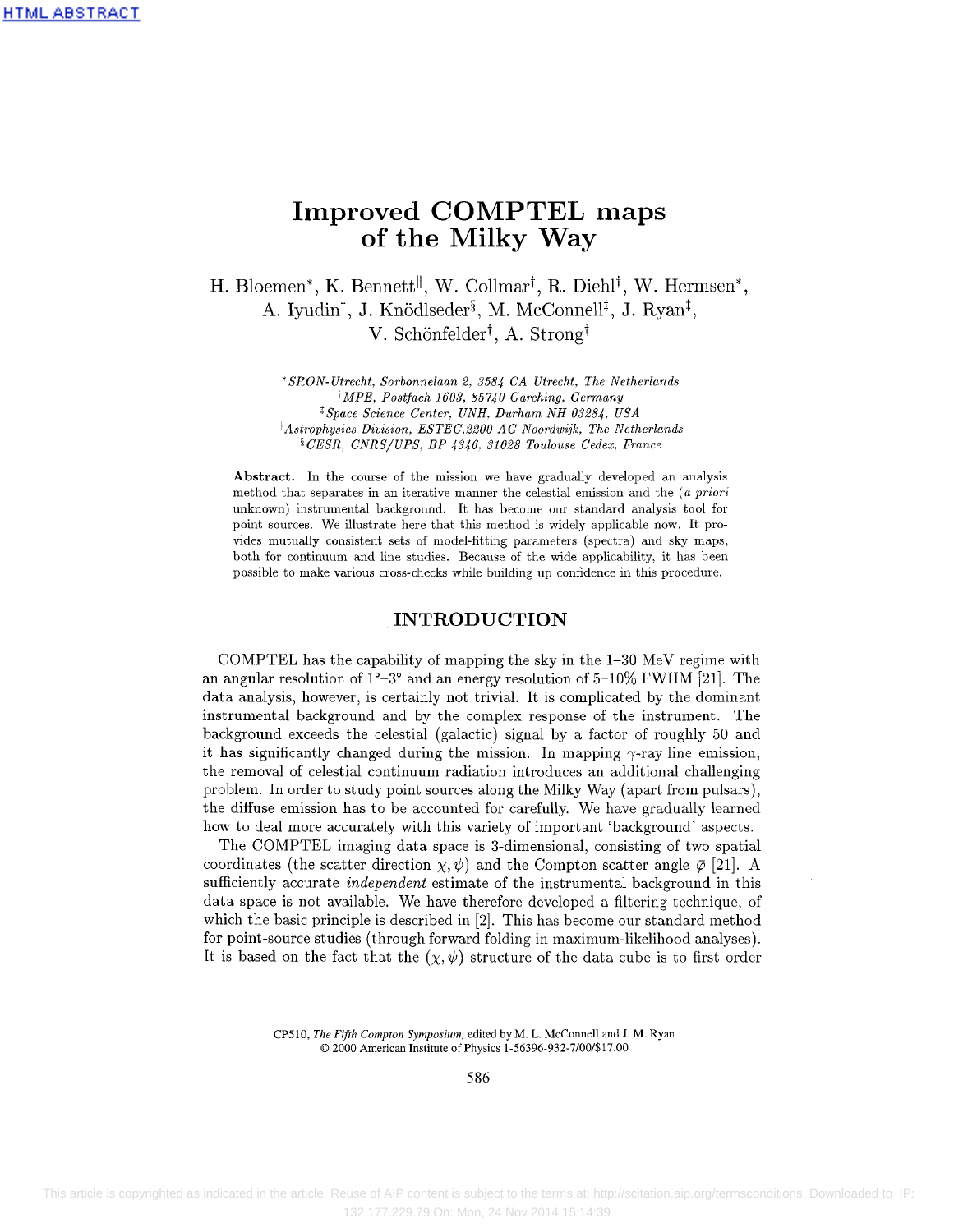# Improved COMPTEL maps of the Milky Way

H. Bloemen*, K. Bennett‖, W. Collmar†, R. Diehl†, W. Hermsen*, A. Iyudin†, J. Knödlseder§, M. McConnell‡, J. Ryan‡, V. Schönfelder†, A. Strong†

*SRON-Utrecht, Sorbonnelaan 2, 3584 CA Utrecht, The Netherlands
†MPE, Postfach 1603, 85740 Garching, Germany
‡Space Science Center, UNH, Durham NH 03284, USA
‖Astrophysics Division, ESTEC,2200 AG Noordwijk, The Netherlands
§CESR, CNRS/UPS, BP 4346, 31028 Toulouse Cedex, France

**Abstract.** In the course of the mission we have gradually developed an analysis method that separates in an iterative manner the celestial emission and the (*a priori* unknown) instrumental background. It has become our standard analysis tool for point sources. We illustrate here that this method is widely applicable now. It provides mutually consistent sets of model-fitting parameters (spectra) and sky maps, both for continuum and line studies. Because of the wide applicability, it has been possible to make various cross-checks while building up confidence in this procedure.

## INTRODUCTION

COMPTEL has the capability of mapping the sky in the 1–30 MeV regime with an angular resolution of 1°–3° and an energy resolution of 5–10% FWHM [21]. The data analysis, however, is certainly not trivial. It is complicated by the dominant instrumental background and by the complex response of the instrument. The background exceeds the celestial (galactic) signal by a factor of roughly 50 and it has significantly changed during the mission. In mapping $\gamma$-ray line emission, the removal of celestial continuum radiation introduces an additional challenging problem. In order to study point sources along the Milky Way (apart from pulsars), the diffuse emission has to be accounted for carefully. We have gradually learned how to deal more accurately with this variety of important 'background' aspects.

The COMPTEL imaging data space is 3-dimensional, consisting of two spatial coordinates (the scatter direction $\chi, \psi$) and the Compton scatter angle $\bar{\varphi}$ [21]. A sufficiently accurate *independent* estimate of the instrumental background in this data space is not available. We have therefore developed a filtering technique, of which the basic principle is described in [2]. This has become our standard method for point-source studies (through forward folding in maximum-likelihood analyses). It is based on the fact that the $(\chi, \psi)$ structure of the data cube is to first order

CP510, *The Fifth Compton Symposium*, edited by M. L. McConnell and J. M. Ryan
© 2000 American Institute of Physics 1-56396-932-7/00/$17.00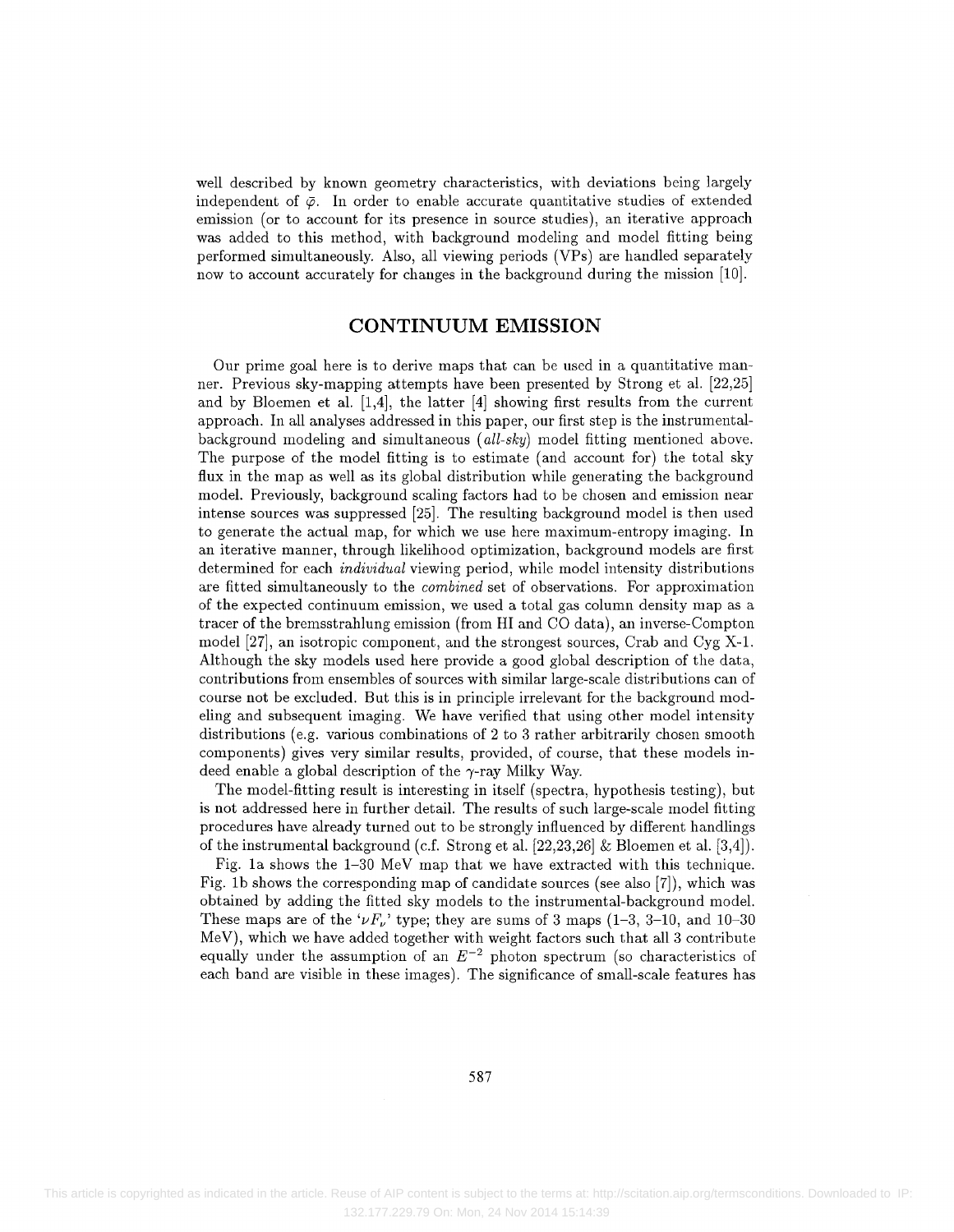well described by known geometry characteristics, with deviations being largely independent of $\bar{\varphi}$. In order to enable accurate quantitative studies of extended emission (or to account for its presence in source studies), an iterative approach was added to this method, with background modeling and model fitting being performed simultaneously. Also, all viewing periods (VPs) are handled separately now to account accurately for changes in the background during the mission [10].

## CONTINUUM EMISSION

Our prime goal here is to derive maps that can be used in a quantitative manner. Previous sky-mapping attempts have been presented by Strong et al. [22,25] and by Bloemen et al. [1,4], the latter [4] showing first results from the current approach. In all analyses addressed in this paper, our first step is the instrumental-background modeling and simultaneous (*all-sky*) model fitting mentioned above. The purpose of the model fitting is to estimate (and account for) the total sky flux in the map as well as its global distribution while generating the background model. Previously, background scaling factors had to be chosen and emission near intense sources was suppressed [25]. The resulting background model is then used to generate the actual map, for which we use here maximum-entropy imaging. In an iterative manner, through likelihood optimization, background models are first determined for each *individual* viewing period, while model intensity distributions are fitted simultaneously to the *combined* set of observations. For approximation of the expected continuum emission, we used a total gas column density map as a tracer of the bremsstrahlung emission (from HI and CO data), an inverse-Compton model [27], an isotropic component, and the strongest sources, Crab and Cyg X-1. Although the sky models used here provide a good global description of the data, contributions from ensembles of sources with similar large-scale distributions can of course not be excluded. But this is in principle irrelevant for the background modeling and subsequent imaging. We have verified that using other model intensity distributions (e.g. various combinations of 2 to 3 rather arbitrarily chosen smooth components) gives very similar results, provided, of course, that these models indeed enable a global description of the $\gamma$-ray Milky Way.

The model-fitting result is interesting in itself (spectra, hypothesis testing), but is not addressed here in further detail. The results of such large-scale model fitting procedures have already turned out to be strongly influenced by different handlings of the instrumental background (c.f. Strong et al. [22,23,26] & Bloemen et al. [3,4]).

Fig. 1a shows the 1–30 MeV map that we have extracted with this technique. Fig. 1b shows the corresponding map of candidate sources (see also [7]), which was obtained by adding the fitted sky models to the instrumental-background model. These maps are of the '$\nu F_\nu$' type; they are sums of 3 maps (1–3, 3–10, and 10–30 MeV), which we have added together with weight factors such that all 3 contribute equally under the assumption of an $E^{-2}$ photon spectrum (so characteristics of each band are visible in these images). The significance of small-scale features has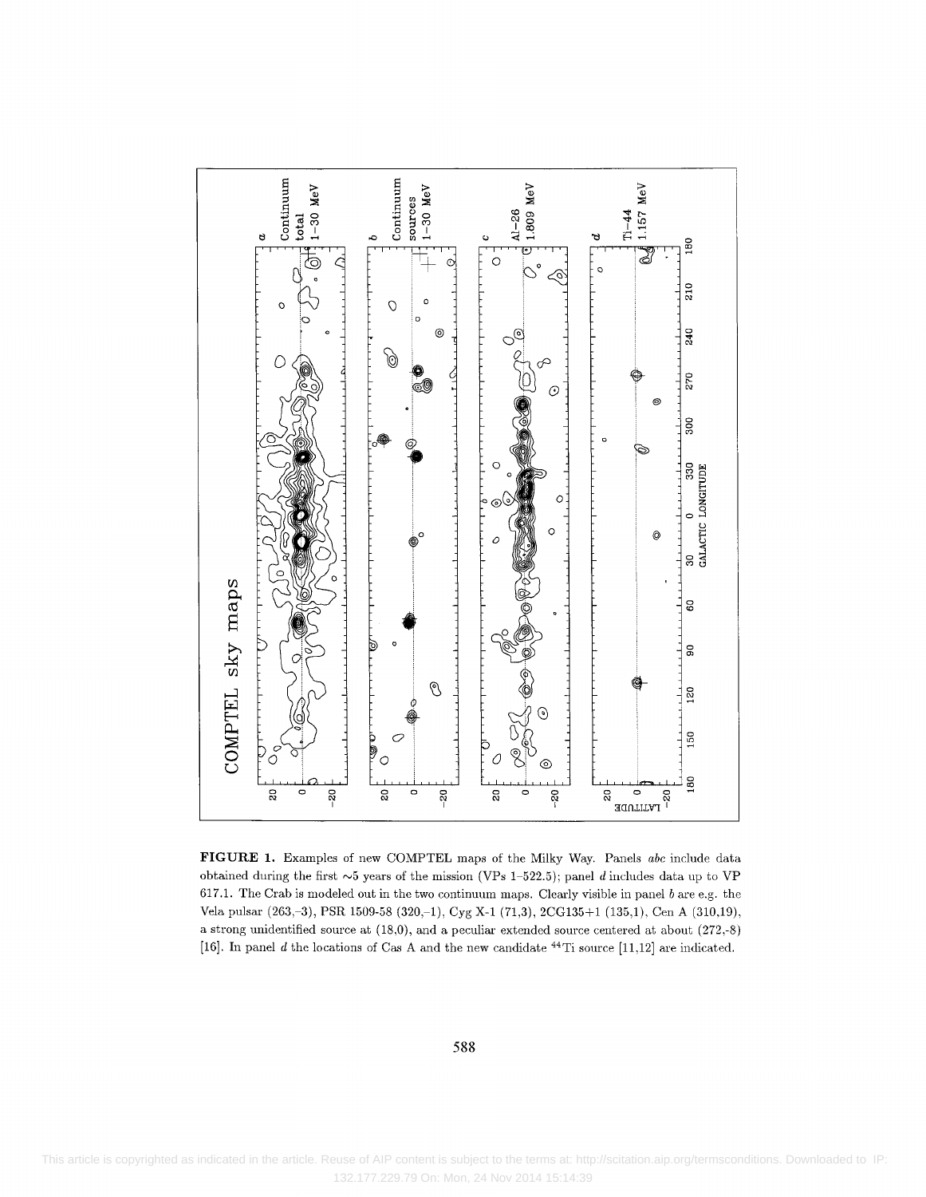**FIGURE 1.** Examples of new COMPTEL maps of the Milky Way. Panels *abc* include data obtained during the first ~5 years of the mission (VPs 1–522.5); panel *d* includes data up to VP 617.1. The Crab is modeled out in the two continuum maps. Clearly visible in panel *b* are e.g. the Vela pulsar (263,–3), PSR 1509-58 (320,–1), Cyg X-1 (71,3), 2CG135+1 (135,1), Cen A (310,19), a strong unidentified source at (18,0), and a peculiar extended source centered at about (272,-8) [16]. In panel *d* the locations of Cas A and the new candidate $^{44}$Ti source [11,12] are indicated.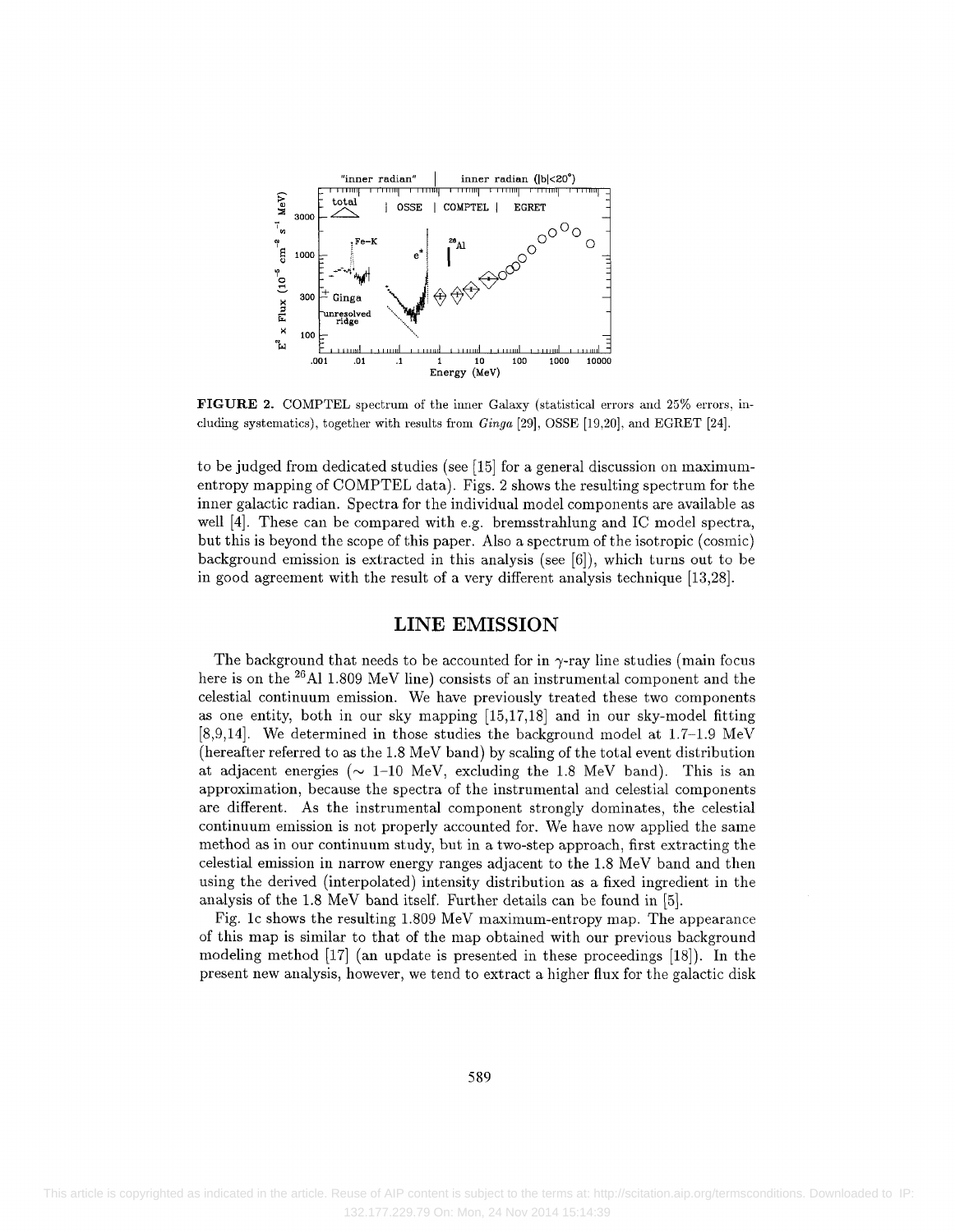FIGURE 2. COMPTEL spectrum of the inner Galaxy (statistical errors and 25% errors, including systematics), together with results from *Ginga* [29], OSSE [19,20], and EGRET [24].

to be judged from dedicated studies (see [15] for a general discussion on maximum-entropy mapping of COMPTEL data). Figs. 2 shows the resulting spectrum for the inner galactic radian. Spectra for the individual model components are available as well [4]. These can be compared with e.g. bremsstrahlung and IC model spectra, but this is beyond the scope of this paper. Also a spectrum of the isotropic (cosmic) background emission is extracted in this analysis (see [6]), which turns out to be in good agreement with the result of a very different analysis technique [13,28].

## LINE EMISSION

The background that needs to be accounted for in $\gamma$-ray line studies (main focus here is on the $^{26}$Al 1.809 MeV line) consists of an instrumental component and the celestial continuum emission. We have previously treated these two components as one entity, both in our sky mapping [15,17,18] and in our sky-model fitting [8,9,14]. We determined in those studies the background model at 1.7–1.9 MeV (hereafter referred to as the 1.8 MeV band) by scaling of the total event distribution at adjacent energies ($\sim$ 1–10 MeV, excluding the 1.8 MeV band). This is an approximation, because the spectra of the instrumental and celestial components are different. As the instrumental component strongly dominates, the celestial continuum emission is not properly accounted for. We have now applied the same method as in our continuum study, but in a two-step approach, first extracting the celestial emission in narrow energy ranges adjacent to the 1.8 MeV band and then using the derived (interpolated) intensity distribution as a fixed ingredient in the analysis of the 1.8 MeV band itself. Further details can be found in [5].

Fig. 1c shows the resulting 1.809 MeV maximum-entropy map. The appearance of this map is similar to that of the map obtained with our previous background modeling method [17] (an update is presented in these proceedings [18]). In the present new analysis, however, we tend to extract a higher flux for the galactic disk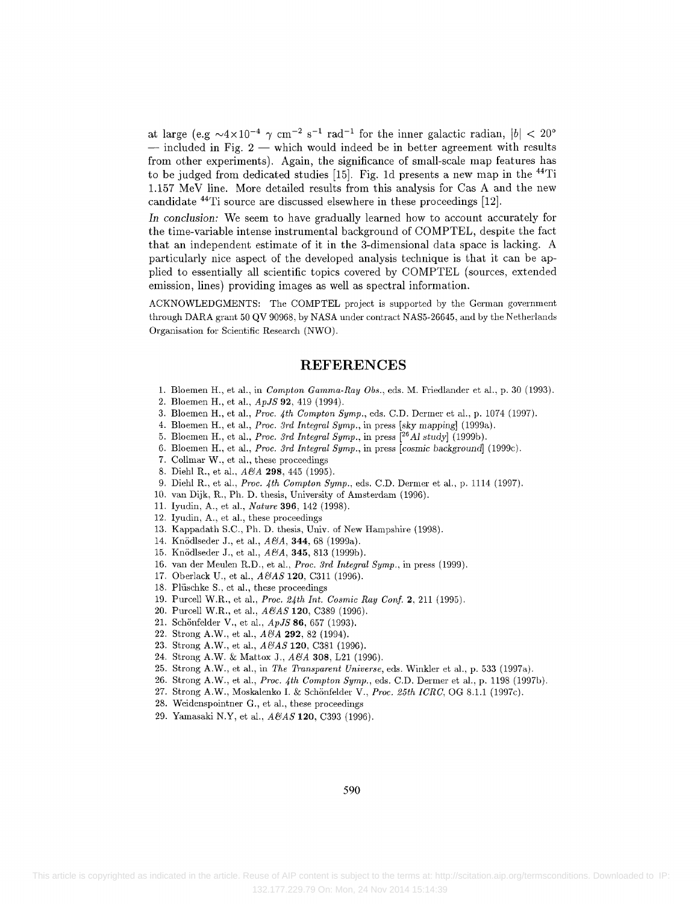at large (e.g $\sim 4\times10^{-4}$ $\gamma$ cm$^{-2}$ s$^{-1}$ rad$^{-1}$ for the inner galactic radian, $|b| < 20°$ — included in Fig. 2 — which would indeed be in better agreement with results from other experiments). Again, the significance of small-scale map features has to be judged from dedicated studies [15]. Fig. 1d presents a new map in the $^{44}$Ti 1.157 MeV line. More detailed results from this analysis for Cas A and the new candidate $^{44}$Ti source are discussed elsewhere in these proceedings [12].

*In conclusion:* We seem to have gradually learned how to account accurately for the time-variable intense instrumental background of COMPTEL, despite the fact that an independent estimate of it in the 3-dimensional data space is lacking. A particularly nice aspect of the developed analysis technique is that it can be applied to essentially all scientific topics covered by COMPTEL (sources, extended emission, lines) providing images as well as spectral information.

ACKNOWLEDGMENTS: The COMPTEL project is supported by the German government through DARA grant 50 QV 90968, by NASA under contract NAS5-26645, and by the Netherlands Organisation for Scientific Research (NWO).

## REFERENCES

1. Bloemen H., et al., in *Compton Gamma-Ray Obs.*, eds. M. Friedlander et al., p. 30 (1993).
2. Bloemen H., et al., *ApJS* **92**, 419 (1994).
3. Bloemen H., et al., *Proc. 4th Compton Symp.*, eds. C.D. Dermer et al., p. 1074 (1997).
4. Bloemen H., et al., *Proc. 3rd Integral Symp.*, in press [*sky mapping*] (1999a).
5. Bloemen H., et al., *Proc. 3rd Integral Symp.*, in press [$^{26}$*Al study*] (1999b).
6. Bloemen H., et al., *Proc. 3rd Integral Symp.*, in press [*cosmic background*] (1999c).
7. Collmar W., et al., these proceedings
8. Diehl R., et al., *A&A* **298**, 445 (1995).
9. Diehl R., et al., *Proc. 4th Compton Symp.*, eds. C.D. Dermer et al., p. 1114 (1997).
10. van Dijk, R., Ph. D. thesis, University of Amsterdam (1996).
11. Iyudin, A., et al., *Nature* **396**, 142 (1998).
12. Iyudin, A., et al., these proceedings
13. Kappadath S.C., Ph. D. thesis, Univ. of New Hampshire (1998).
14. Knödlseder J., et al., *A&A*, **344**, 68 (1999a).
15. Knödlseder J., et al., *A&A*, **345**, 813 (1999b).
16. van der Meulen R.D., et al., *Proc. 3rd Integral Symp.*, in press (1999).
17. Oberlack U., et al., *A&AS* **120**, C311 (1996).
18. Plüschke S., et al., these proceedings
19. Purcell W.R., et al., *Proc. 24th Int. Cosmic Ray Conf.* **2**, 211 (1995).
20. Purcell W.R., et al., *A&AS* **120**, C389 (1996).
21. Schönfelder V., et al., *ApJS* **86**, 657 (1993).
22. Strong A.W., et al., *A&A* **292**, 82 (1994).
23. Strong A.W., et al., *A&AS* **120**, C381 (1996).
24. Strong A.W. & Mattox J., *A&A* **308**, L21 (1996).
25. Strong A.W., et al., in *The Transparent Universe*, eds. Winkler et al., p. 533 (1997a).
26. Strong A.W., et al., *Proc. 4th Compton Symp.*, eds. C.D. Dermer et al., p. 1198 (1997b).
27. Strong A.W., Moskalenko I. & Schönfelder V., *Proc. 25th ICRC*, OG 8.1.1 (1997c).
28. Weidenspointner G., et al., these proceedings
29. Yamasaki N.Y, et al., *A&AS* **120**, C393 (1996).